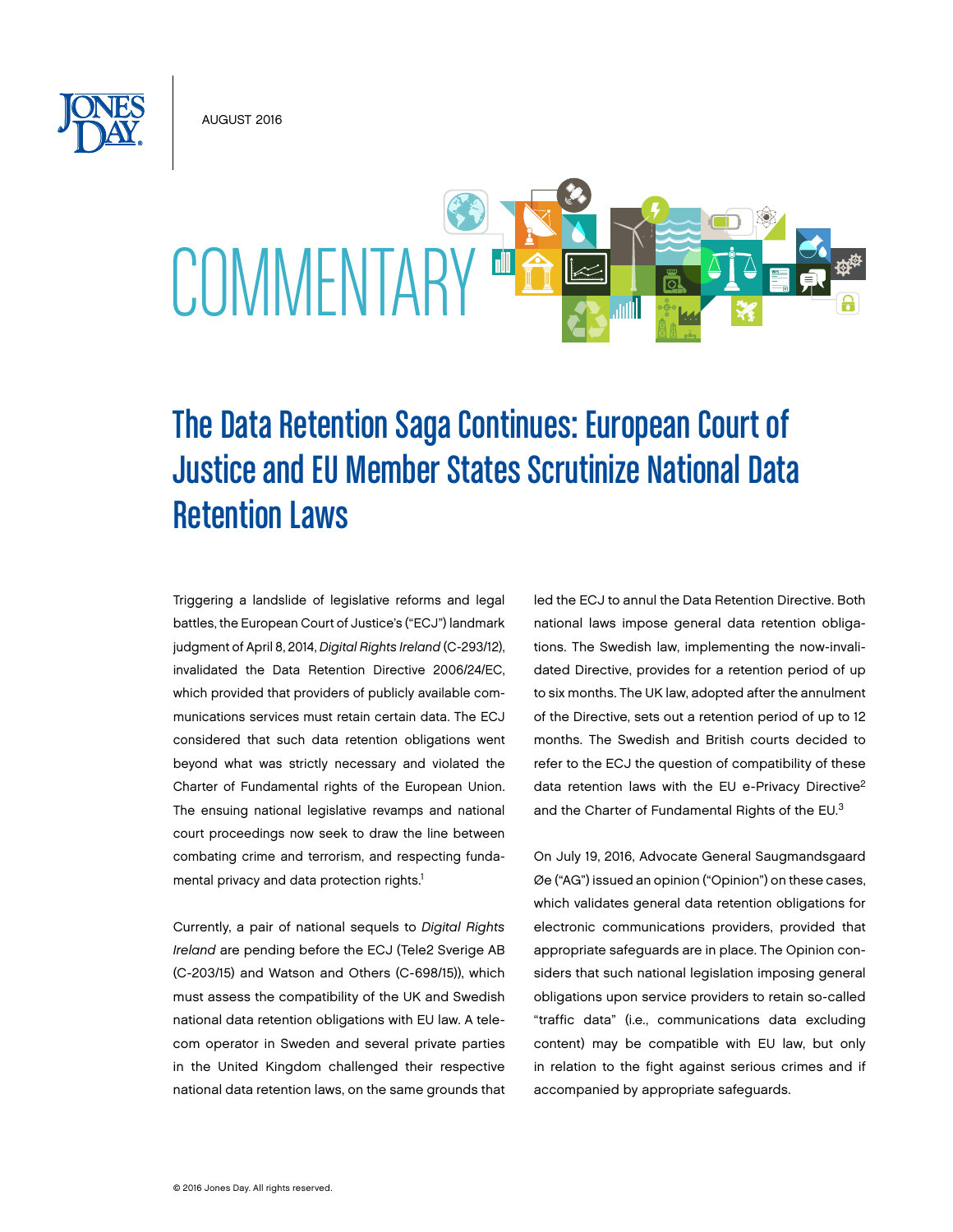AUGUST 2016

COMMENTARY

# The Data Retention Saga Continues: European Court of Justice and EU Member States Scrutinize National Data Retention Laws

Triggering a landslide of legislative reforms and legal battles, the European Court of Justice's ("ECJ") landmark judgment of April 8, 2014, *Digital Rights Ireland* (C-293/12), invalidated the Data Retention Directive 2006/24/EC, which provided that providers of publicly available communications services must retain certain data. The ECJ considered that such data retention obligations went beyond what was strictly necessary and violated the Charter of Fundamental rights of the European Union. The ensuing national legislative revamps and national court proceedings now seek to draw the line between combating crime and terrorism, and respecting fundamental privacy and data protection rights.[1]

Currently, a pair of national sequels to *Digital Rights Ireland* are pending before the ECJ (Tele2 Sverige AB (C-203/15) and Watson and Others (C-698/15)), which must assess the compatibility of the UK and Swedish national data retention obligations with EU law. A telecom operator in Sweden and several private parties in the United Kingdom challenged their respective national data retention laws, on the same grounds that led the ECJ to annul the Data Retention Directive. Both national laws impose general data retention obligations. The Swedish law, implementing the now-invalidated Directive, provides for a retention period of up to six months. The UK law, adopted after the annulment of the Directive, sets out a retention period of up to 12 months. The Swedish and British courts decided to refer to the ECJ the question of compatibility of these data retention laws with the EU e-Privacy Directive[2] and the Charter of Fundamental Rights of the EU.[3]

On July 19, 2016, Advocate General Saugmandsgaard Øe ("AG") issued an opinion ("Opinion") on these cases, which validates general data retention obligations for electronic communications providers, provided that appropriate safeguards are in place. The Opinion considers that such national legislation imposing general obligations upon service providers to retain so-called "traffic data" (i.e., communications data excluding content) may be compatible with EU law, but only in relation to the fight against serious crimes and if accompanied by appropriate safeguards.

© 2016 Jones Day. All rights reserved.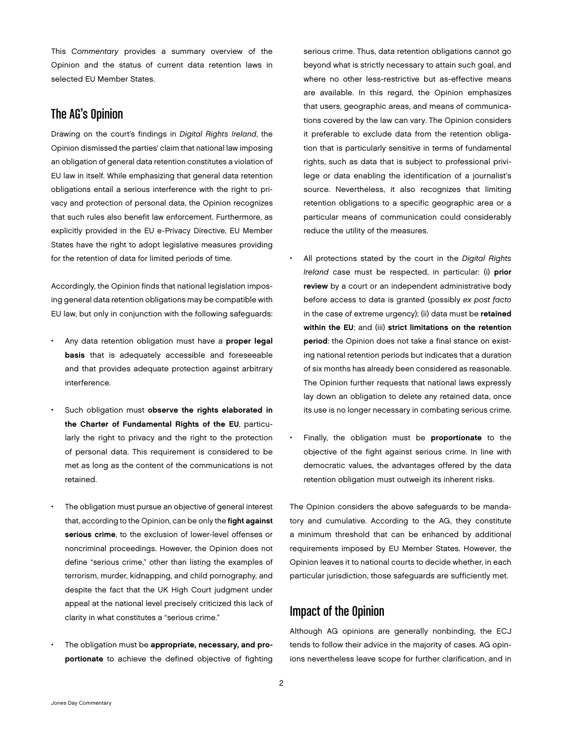This *Commentary* provides a summary overview of the Opinion and the status of current data retention laws in selected EU Member States.

## The AG's Opinion

Drawing on the court's findings in *Digital Rights Ireland*, the Opinion dismissed the parties' claim that national law imposing an obligation of general data retention constitutes a violation of EU law in itself. While emphasizing that general data retention obligations entail a serious interference with the right to privacy and protection of personal data, the Opinion recognizes that such rules also benefit law enforcement. Furthermore, as explicitly provided in the EU e-Privacy Directive, EU Member States have the right to adopt legislative measures providing for the retention of data for limited periods of time.

Accordingly, the Opinion finds that national legislation imposing general data retention obligations may be compatible with EU law, but only in conjunction with the following safeguards:

- Any data retention obligation must have a **proper legal basis** that is adequately accessible and foreseeable and that provides adequate protection against arbitrary interference.
- Such obligation must **observe the rights elaborated in the Charter of Fundamental Rights of the EU**, particularly the right to privacy and the right to the protection of personal data. This requirement is considered to be met as long as the content of the communications is not retained.
- The obligation must pursue an objective of general interest that, according to the Opinion, can be only the **fight against serious crime**, to the exclusion of lower-level offenses or noncriminal proceedings. However, the Opinion does not define "serious crime," other than listing the examples of terrorism, murder, kidnapping, and child pornography, and despite the fact that the UK High Court judgment under appeal at the national level precisely criticized this lack of clarity in what constitutes a "serious crime."
- The obligation must be **appropriate, necessary, and proportionate** to achieve the defined objective of fighting serious crime. Thus, data retention obligations cannot go beyond what is strictly necessary to attain such goal, and where no other less-restrictive but as-effective means are available. In this regard, the Opinion emphasizes that users, geographic areas, and means of communications covered by the law can vary. The Opinion considers it preferable to exclude data from the retention obligation that is particularly sensitive in terms of fundamental rights, such as data that is subject to professional privilege or data enabling the identification of a journalist's source. Nevertheless, it also recognizes that limiting retention obligations to a specific geographic area or a particular means of communication could considerably reduce the utility of the measures.
- All protections stated by the court in the *Digital Rights Ireland* case must be respected, in particular: (i) **prior review** by a court or an independent administrative body before access to data is granted (possibly *ex post facto* in the case of extreme urgency); (ii) data must be **retained within the EU**; and (iii) **strict limitations on the retention period**: the Opinion does not take a final stance on existing national retention periods but indicates that a duration of six months has already been considered as reasonable. The Opinion further requests that national laws expressly lay down an obligation to delete any retained data, once its use is no longer necessary in combating serious crime.
- Finally, the obligation must be **proportionate** to the objective of the fight against serious crime. In line with democratic values, the advantages offered by the data retention obligation must outweigh its inherent risks.

The Opinion considers the above safeguards to be mandatory and cumulative. According to the AG, they constitute a minimum threshold that can be enhanced by additional requirements imposed by EU Member States. However, the Opinion leaves it to national courts to decide whether, in each particular jurisdiction, those safeguards are sufficiently met.

## Impact of the Opinion

Although AG opinions are generally nonbinding, the ECJ tends to follow their advice in the majority of cases. AG opinions nevertheless leave scope for further clarification, and in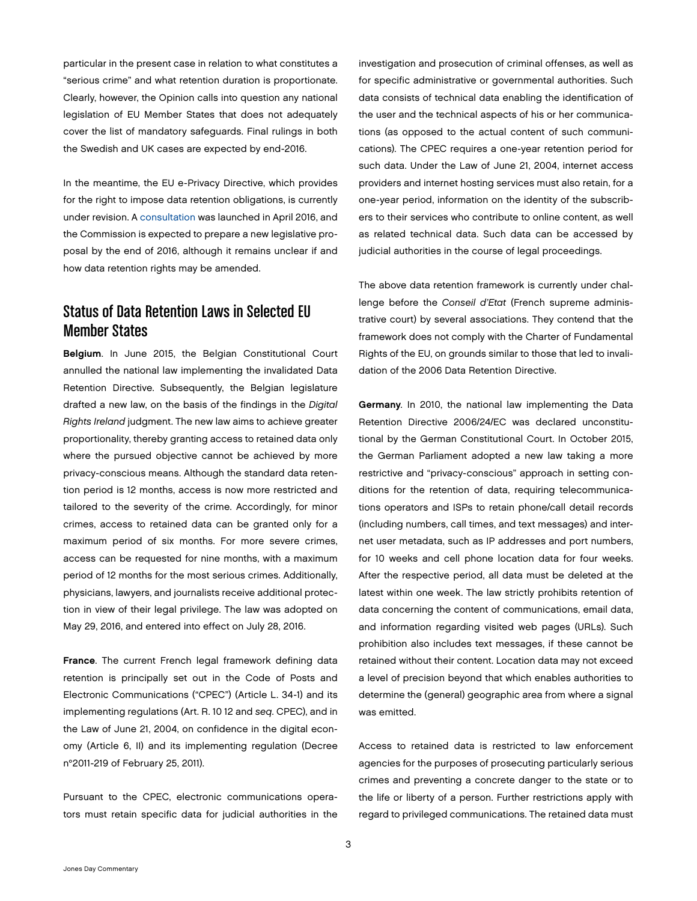particular in the present case in relation to what constitutes a "serious crime" and what retention duration is proportionate. Clearly, however, the Opinion calls into question any national legislation of EU Member States that does not adequately cover the list of mandatory safeguards. Final rulings in both the Swedish and UK cases are expected by end-2016.

In the meantime, the EU e-Privacy Directive, which provides for the right to impose data retention obligations, is currently under revision. A consultation was launched in April 2016, and the Commission is expected to prepare a new legislative proposal by the end of 2016, although it remains unclear if and how data retention rights may be amended.

## Status of Data Retention Laws in Selected EU Member States

**Belgium**. In June 2015, the Belgian Constitutional Court annulled the national law implementing the invalidated Data Retention Directive. Subsequently, the Belgian legislature drafted a new law, on the basis of the findings in the *Digital Rights Ireland* judgment. The new law aims to achieve greater proportionality, thereby granting access to retained data only where the pursued objective cannot be achieved by more privacy-conscious means. Although the standard data retention period is 12 months, access is now more restricted and tailored to the severity of the crime. Accordingly, for minor crimes, access to retained data can be granted only for a maximum period of six months. For more severe crimes, access can be requested for nine months, with a maximum period of 12 months for the most serious crimes. Additionally, physicians, lawyers, and journalists receive additional protection in view of their legal privilege. The law was adopted on May 29, 2016, and entered into effect on July 28, 2016.

**France**. The current French legal framework defining data retention is principally set out in the Code of Posts and Electronic Communications ("CPEC") (Article L. 34-1) and its implementing regulations (Art. R. 10 12 and *seq*. CPEC), and in the Law of June 21, 2004, on confidence in the digital economy (Article 6, II) and its implementing regulation (Decree n°2011-219 of February 25, 2011).

Pursuant to the CPEC, electronic communications operators must retain specific data for judicial authorities in the investigation and prosecution of criminal offenses, as well as for specific administrative or governmental authorities. Such data consists of technical data enabling the identification of the user and the technical aspects of his or her communications (as opposed to the actual content of such communications). The CPEC requires a one-year retention period for such data. Under the Law of June 21, 2004, internet access providers and internet hosting services must also retain, for a one-year period, information on the identity of the subscribers to their services who contribute to online content, as well as related technical data. Such data can be accessed by judicial authorities in the course of legal proceedings.

The above data retention framework is currently under challenge before the *Conseil d'Etat* (French supreme administrative court) by several associations. They contend that the framework does not comply with the Charter of Fundamental Rights of the EU, on grounds similar to those that led to invalidation of the 2006 Data Retention Directive.

**Germany**. In 2010, the national law implementing the Data Retention Directive 2006/24/EC was declared unconstitutional by the German Constitutional Court. In October 2015, the German Parliament adopted a new law taking a more restrictive and "privacy-conscious" approach in setting conditions for the retention of data, requiring telecommunications operators and ISPs to retain phone/call detail records (including numbers, call times, and text messages) and internet user metadata, such as IP addresses and port numbers, for 10 weeks and cell phone location data for four weeks. After the respective period, all data must be deleted at the latest within one week. The law strictly prohibits retention of data concerning the content of communications, email data, and information regarding visited web pages (URLs). Such prohibition also includes text messages, if these cannot be retained without their content. Location data may not exceed a level of precision beyond that which enables authorities to determine the (general) geographic area from where a signal was emitted.

Access to retained data is restricted to law enforcement agencies for the purposes of prosecuting particularly serious crimes and preventing a concrete danger to the state or to the life or liberty of a person. Further restrictions apply with regard to privileged communications. The retained data must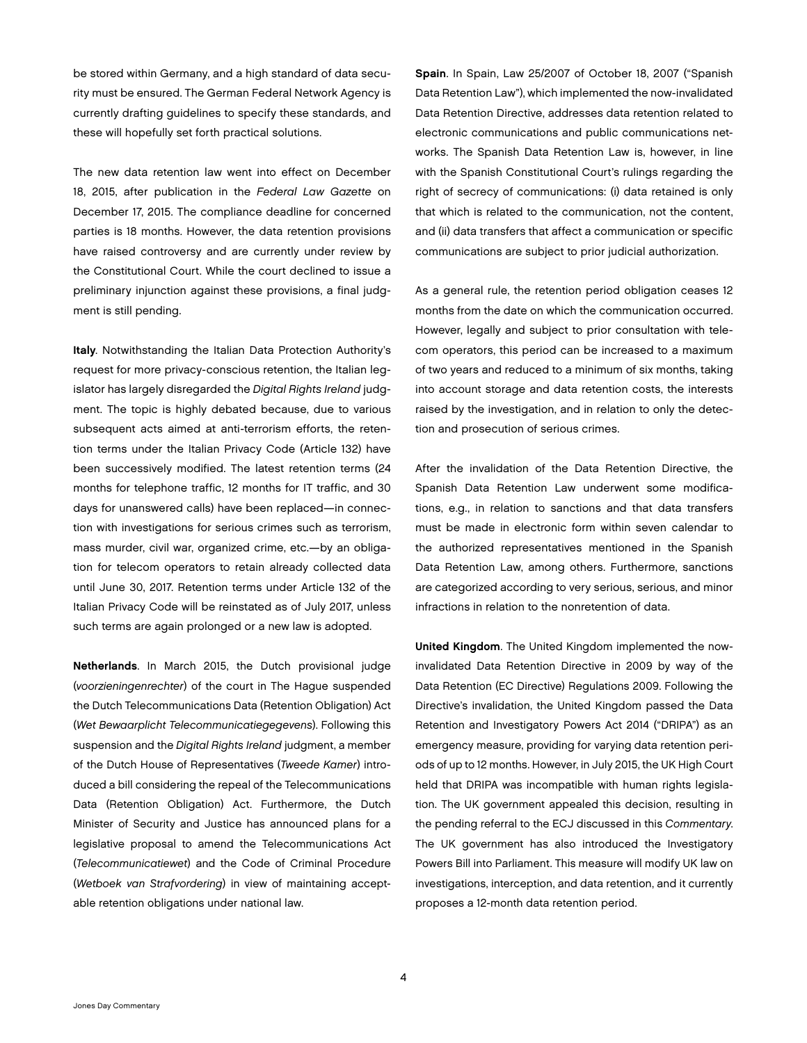be stored within Germany, and a high standard of data security must be ensured. The German Federal Network Agency is currently drafting guidelines to specify these standards, and these will hopefully set forth practical solutions.

The new data retention law went into effect on December 18, 2015, after publication in the *Federal Law Gazette* on December 17, 2015. The compliance deadline for concerned parties is 18 months. However, the data retention provisions have raised controversy and are currently under review by the Constitutional Court. While the court declined to issue a preliminary injunction against these provisions, a final judgment is still pending.

**Italy**. Notwithstanding the Italian Data Protection Authority's request for more privacy-conscious retention, the Italian legislator has largely disregarded the *Digital Rights Ireland* judgment. The topic is highly debated because, due to various subsequent acts aimed at anti-terrorism efforts, the retention terms under the Italian Privacy Code (Article 132) have been successively modified. The latest retention terms (24 months for telephone traffic, 12 months for IT traffic, and 30 days for unanswered calls) have been replaced—in connection with investigations for serious crimes such as terrorism, mass murder, civil war, organized crime, etc.—by an obligation for telecom operators to retain already collected data until June 30, 2017. Retention terms under Article 132 of the Italian Privacy Code will be reinstated as of July 2017, unless such terms are again prolonged or a new law is adopted.

**Netherlands**. In March 2015, the Dutch provisional judge (*voorzieningenrechter*) of the court in The Hague suspended the Dutch Telecommunications Data (Retention Obligation) Act (*Wet Bewaarplicht Telecommunicatiegegevens*). Following this suspension and the *Digital Rights Ireland* judgment, a member of the Dutch House of Representatives (*Tweede Kamer*) introduced a bill considering the repeal of the Telecommunications Data (Retention Obligation) Act. Furthermore, the Dutch Minister of Security and Justice has announced plans for a legislative proposal to amend the Telecommunications Act (*Telecommunicatiewet*) and the Code of Criminal Procedure (*Wetboek van Strafvordering*) in view of maintaining acceptable retention obligations under national law.

**Spain**. In Spain, Law 25/2007 of October 18, 2007 ("Spanish Data Retention Law"), which implemented the now-invalidated Data Retention Directive, addresses data retention related to electronic communications and public communications networks. The Spanish Data Retention Law is, however, in line with the Spanish Constitutional Court's rulings regarding the right of secrecy of communications: (i) data retained is only that which is related to the communication, not the content, and (ii) data transfers that affect a communication or specific communications are subject to prior judicial authorization.

As a general rule, the retention period obligation ceases 12 months from the date on which the communication occurred. However, legally and subject to prior consultation with telecom operators, this period can be increased to a maximum of two years and reduced to a minimum of six months, taking into account storage and data retention costs, the interests raised by the investigation, and in relation to only the detection and prosecution of serious crimes.

After the invalidation of the Data Retention Directive, the Spanish Data Retention Law underwent some modifications, e.g., in relation to sanctions and that data transfers must be made in electronic form within seven calendar to the authorized representatives mentioned in the Spanish Data Retention Law, among others. Furthermore, sanctions are categorized according to very serious, serious, and minor infractions in relation to the nonretention of data.

**United Kingdom**. The United Kingdom implemented the now-invalidated Data Retention Directive in 2009 by way of the Data Retention (EC Directive) Regulations 2009. Following the Directive's invalidation, the United Kingdom passed the Data Retention and Investigatory Powers Act 2014 ("DRIPA") as an emergency measure, providing for varying data retention periods of up to 12 months. However, in July 2015, the UK High Court held that DRIPA was incompatible with human rights legislation. The UK government appealed this decision, resulting in the pending referral to the ECJ discussed in this *Commentary*. The UK government has also introduced the Investigatory Powers Bill into Parliament. This measure will modify UK law on investigations, interception, and data retention, and it currently proposes a 12-month data retention period.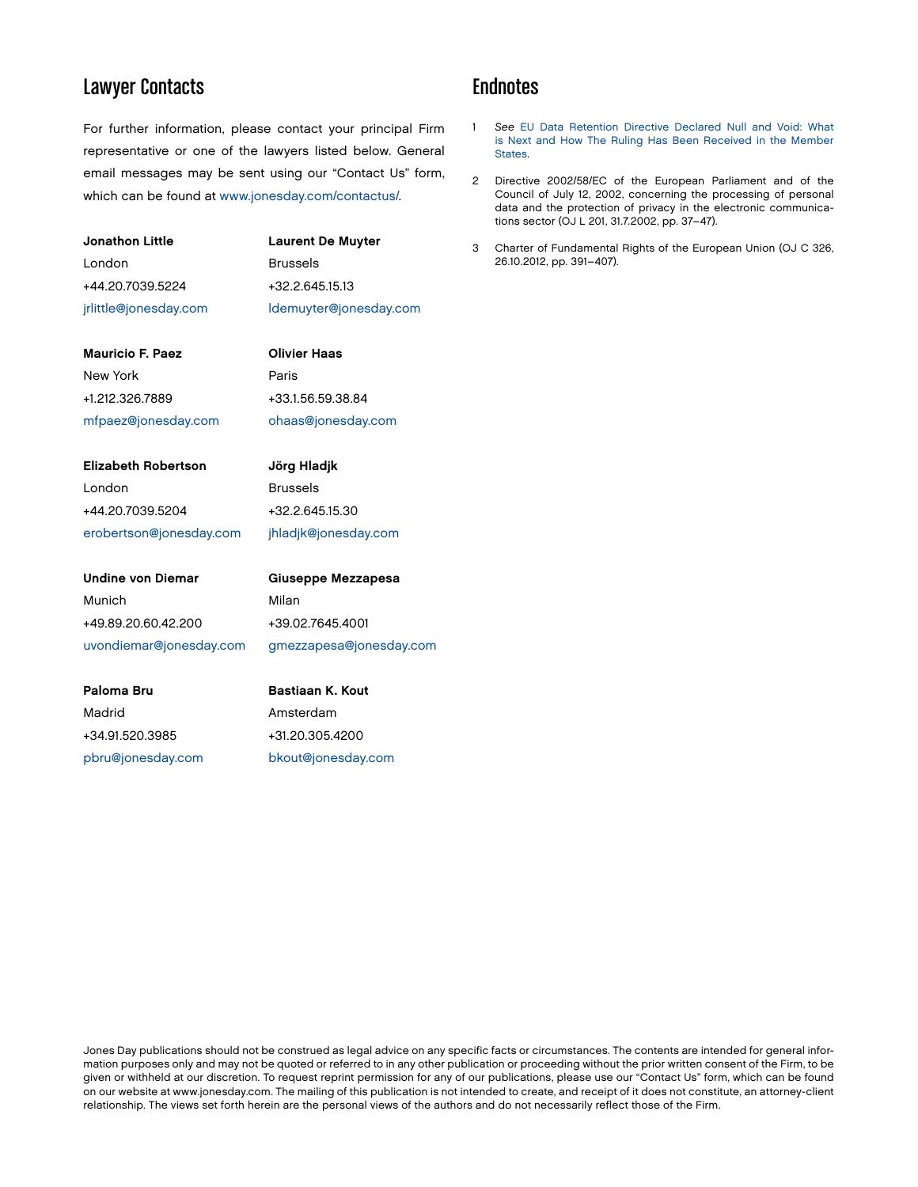## Lawyer Contacts

For further information, please contact your principal Firm representative or one of the lawyers listed below. General email messages may be sent using our "Contact Us" form, which can be found at www.jonesday.com/contactus/.

**Jonathon Little**
London
+44.20.7039.5224
jrlittle@jonesday.com

**Laurent De Muyter**
Brussels
+32.2.645.15.13
ldemuyter@jonesday.com

**Mauricio F. Paez**
New York
+1.212.326.7889
mfpaez@jonesday.com

**Olivier Haas**
Paris
+33.1.56.59.38.84
ohaas@jonesday.com

**Elizabeth Robertson**
London
+44.20.7039.5204
erobertson@jonesday.com

**Jörg Hladjk**
Brussels
+32.2.645.15.30
jhladjk@jonesday.com

**Undine von Diemar**
Munich
+49.89.20.60.42.200
uvondiemar@jonesday.com

**Giuseppe Mezzapesa**
Milan
+39.02.7645.4001
gmezzapesa@jonesday.com

**Paloma Bru**
Madrid
+34.91.520.3985
pbru@jonesday.com

**Bastiaan K. Kout**
Amsterdam
+31.20.305.4200
bkout@jonesday.com

## Endnotes

1 *See* EU Data Retention Directive Declared Null and Void: What is Next and How The Ruling Has Been Received in the Member States.

2 Directive 2002/58/EC of the European Parliament and of the Council of July 12, 2002, concerning the processing of personal data and the protection of privacy in the electronic communications sector (OJ L 201, 31.7.2002, pp. 37–47).

3 Charter of Fundamental Rights of the European Union (OJ C 326, 26.10.2012, pp. 391–407).

Jones Day publications should not be construed as legal advice on any specific facts or circumstances. The contents are intended for general information purposes only and may not be quoted or referred to in any other publication or proceeding without the prior written consent of the Firm, to be given or withheld at our discretion. To request reprint permission for any of our publications, please use our "Contact Us" form, which can be found on our website at www.jonesday.com. The mailing of this publication is not intended to create, and receipt of it does not constitute, an attorney-client relationship. The views set forth herein are the personal views of the authors and do not necessarily reflect those of the Firm.